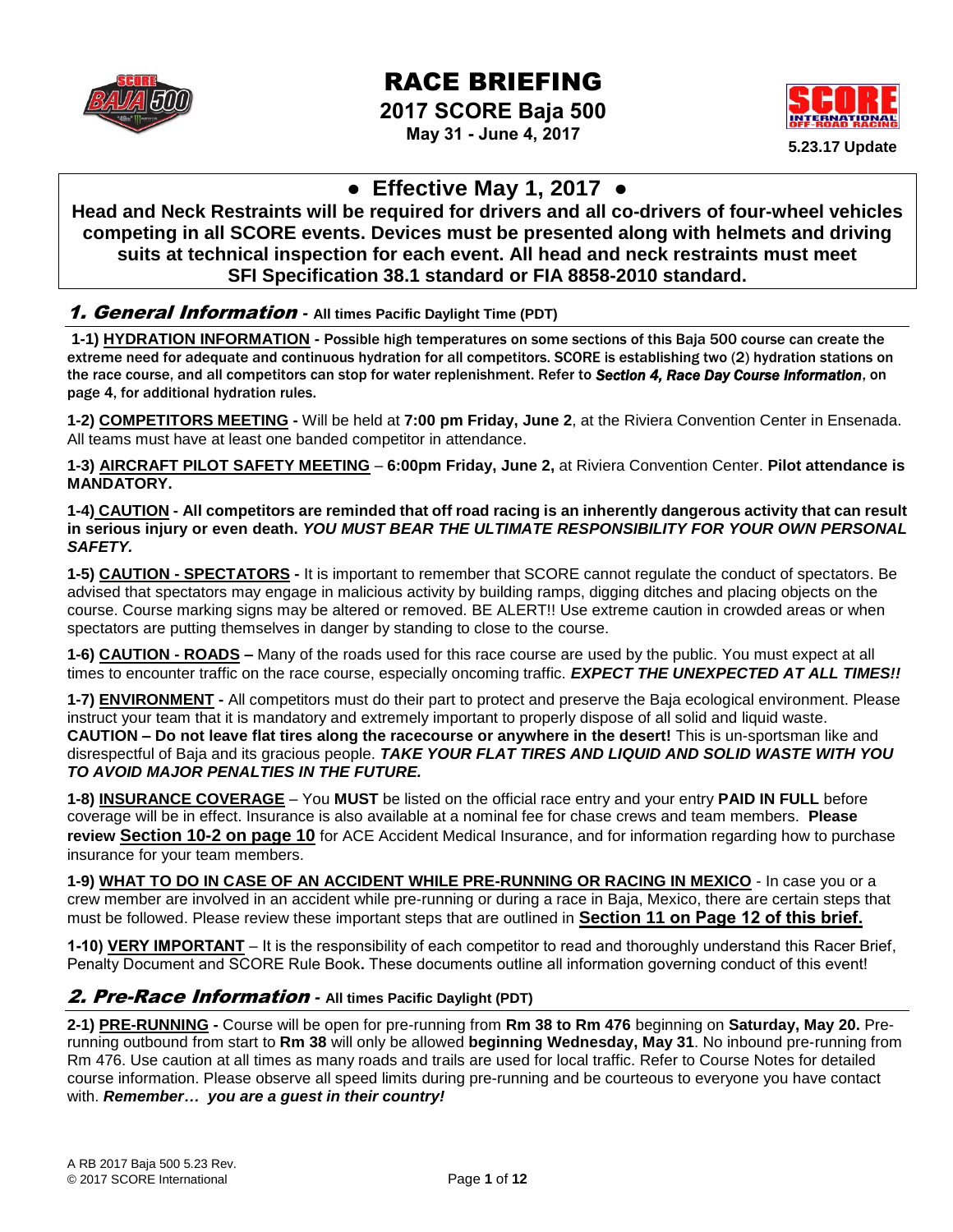# RACE BRIEFING

## 2017 SCORE Baja 500

**May 31 - June 4, 2017**

**5.23.17 Update**

> **● Effective May 1, 2017 ●**
>
> **Head and Neck Restraints will be required for drivers and all co-drivers of four-wheel vehicles competing in all SCORE events. Devices must be presented along with helmets and driving suits at technical inspection for each event. All head and neck restraints must meet SFI Specification 38.1 standard or FIA 8858-2010 standard.**

## *1. General Information* - All times Pacific Daylight Time (PDT)

**1-1) HYDRATION INFORMATION - Possible high temperatures on some sections of this Baja 500 course can create the extreme need for adequate and continuous hydration for all competitors. SCORE is establishing two (2) hydration stations on the race course, and all competitors can stop for water replenishment. Refer to *Section 4, Race Day Course Information*, on page 4, for additional hydration rules.**

**1-2) COMPETITORS MEETING -** Will be held at **7:00 pm Friday, June 2**, at the Riviera Convention Center in Ensenada. All teams must have at least one banded competitor in attendance.

**1-3) AIRCRAFT PILOT SAFETY MEETING** – **6:00pm Friday, June 2,** at Riviera Convention Center. **Pilot attendance is MANDATORY.**

**1-4) CAUTION - All competitors are reminded that off road racing is an inherently dangerous activity that can result in serious injury or even death. *YOU MUST BEAR THE ULTIMATE RESPONSIBILITY FOR YOUR OWN PERSONAL SAFETY.***

**1-5) CAUTION - SPECTATORS -** It is important to remember that SCORE cannot regulate the conduct of spectators. Be advised that spectators may engage in malicious activity by building ramps, digging ditches and placing objects on the course. Course marking signs may be altered or removed. BE ALERT!! Use extreme caution in crowded areas or when spectators are putting themselves in danger by standing to close to the course.

**1-6) CAUTION - ROADS –** Many of the roads used for this race course are used by the public. You must expect at all times to encounter traffic on the race course, especially oncoming traffic. ***EXPECT THE UNEXPECTED AT ALL TIMES!!***

**1-7) ENVIRONMENT -** All competitors must do their part to protect and preserve the Baja ecological environment. Please instruct your team that it is mandatory and extremely important to properly dispose of all solid and liquid waste. **CAUTION – Do not leave flat tires along the racecourse or anywhere in the desert!** This is un-sportsman like and disrespectful of Baja and its gracious people. ***TAKE YOUR FLAT TIRES AND LIQUID AND SOLID WASTE WITH YOU TO AVOID MAJOR PENALTIES IN THE FUTURE.***

**1-8) INSURANCE COVERAGE** – You **MUST** be listed on the official race entry and your entry **PAID IN FULL** before coverage will be in effect. Insurance is also available at a nominal fee for chase crews and team members. **Please review Section 10-2 on page 10** for ACE Accident Medical Insurance, and for information regarding how to purchase insurance for your team members.

**1-9) WHAT TO DO IN CASE OF AN ACCIDENT WHILE PRE-RUNNING OR RACING IN MEXICO** - In case you or a crew member are involved in an accident while pre-running or during a race in Baja, Mexico, there are certain steps that must be followed. Please review these important steps that are outlined in **Section 11 on Page 12 of this brief.**

**1-10) VERY IMPORTANT** – It is the responsibility of each competitor to read and thoroughly understand this Racer Brief, Penalty Document and SCORE Rule Book**.** These documents outline all information governing conduct of this event!

## *2. Pre-Race Information* - All times Pacific Daylight Time (PDT)

**2-1) PRE-RUNNING -** Course will be open for pre-running from **Rm 38 to Rm 476** beginning on **Saturday, May 20.** Pre-running outbound from start to **Rm 38** will only be allowed **beginning Wednesday, May 31**. No inbound pre-running from Rm 476. Use caution at all times as many roads and trails are used for local traffic. Refer to Course Notes for detailed course information. Please observe all speed limits during pre-running and be courteous to everyone you have contact with. ***Remember… you are a guest in their country!***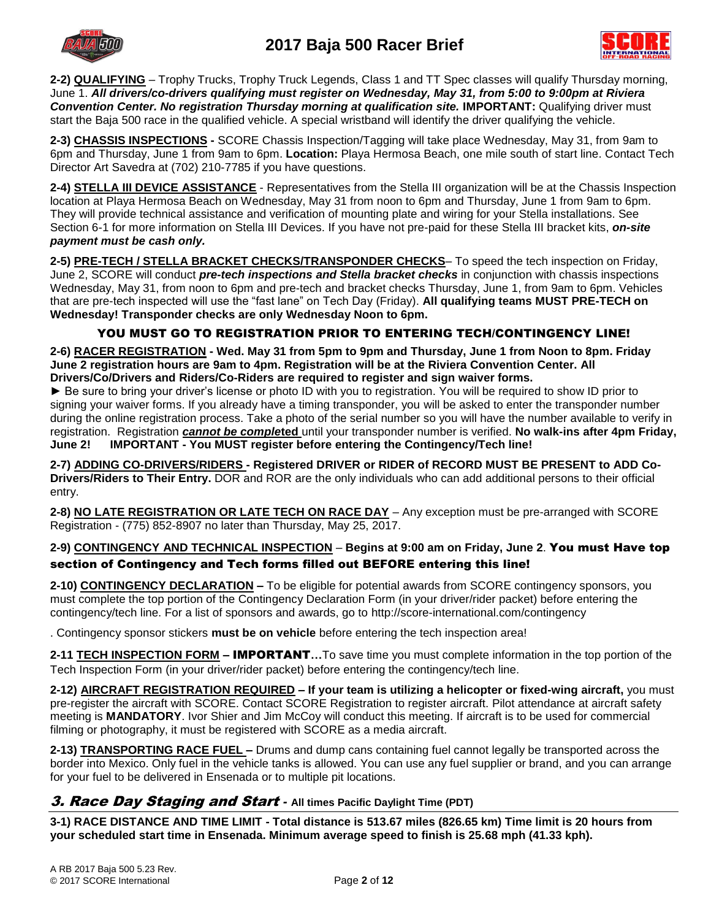**2-2) QUALIFYING** – Trophy Trucks, Trophy Truck Legends, Class 1 and TT Spec classes will qualify Thursday morning, June 1. ***All drivers/co-drivers qualifying must register on Wednesday, May 31, from 5:00 to 9:00pm at Riviera Convention Center. No registration Thursday morning at qualification site.*** **IMPORTANT:** Qualifying driver must start the Baja 500 race in the qualified vehicle. A special wristband will identify the driver qualifying the vehicle.

**2-3) CHASSIS INSPECTIONS -** SCORE Chassis Inspection/Tagging will take place Wednesday, May 31, from 9am to 6pm and Thursday, June 1 from 9am to 6pm. **Location:** Playa Hermosa Beach, one mile south of start line. Contact Tech Director Art Savedra at (702) 210-7785 if you have questions.

**2-4) STELLA III DEVICE ASSISTANCE** - Representatives from the Stella III organization will be at the Chassis Inspection location at Playa Hermosa Beach on Wednesday, May 31 from noon to 6pm and Thursday, June 1 from 9am to 6pm. They will provide technical assistance and verification of mounting plate and wiring for your Stella installations. See Section 6-1 for more information on Stella III Devices. If you have not pre-paid for these Stella III bracket kits, ***on-site payment must be cash only.***

**2-5) PRE-TECH / STELLA BRACKET CHECKS/TRANSPONDER CHECKS**– To speed the tech inspection on Friday, June 2, SCORE will conduct ***pre-tech inspections and Stella bracket checks*** in conjunction with chassis inspections Wednesday, May 31, from noon to 6pm and pre-tech and bracket checks Thursday, June 1, from 9am to 6pm. Vehicles that are pre-tech inspected will use the "fast lane" on Tech Day (Friday). **All qualifying teams MUST PRE-TECH on Wednesday! Transponder checks are only Wednesday Noon to 6pm.**

**YOU MUST GO TO REGISTRATION PRIOR TO ENTERING TECH/CONTINGENCY LINE!**

**2-6) RACER REGISTRATION - Wed. May 31 from 5pm to 9pm and Thursday, June 1 from Noon to 8pm. Friday June 2 registration hours are 9am to 4pm. Registration will be at the Riviera Convention Center. All Drivers/Co/Drivers and Riders/Co-Riders are required to register and sign waiver forms.**

► Be sure to bring your driver's license or photo ID with you to registration. You will be required to show ID prior to signing your waiver forms. If you already have a timing transponder, you will be asked to enter the transponder number during the online registration process. Take a photo of the serial number so you will have the number available to verify in registration. Registration ***cannot be comple*****ted** until your transponder number is verified. **No walk-ins after 4pm Friday, June 2! IMPORTANT - You MUST register before entering the Contingency/Tech line!**

**2-7) ADDING CO-DRIVERS/RIDERS - Registered DRIVER or RIDER of RECORD MUST BE PRESENT to ADD Co-Drivers/Riders to Their Entry.** DOR and ROR are the only individuals who can add additional persons to their official entry.

**2-8) NO LATE REGISTRATION OR LATE TECH ON RACE DAY** – Any exception must be pre-arranged with SCORE Registration - (775) 852-8907 no later than Thursday, May 25, 2017.

**2-9) CONTINGENCY AND TECHNICAL INSPECTION** – **Begins at 9:00 am on Friday, June 2**. **You must Have top section of Contingency and Tech forms filled out BEFORE entering this line!**

**2-10) CONTINGENCY DECLARATION –** To be eligible for potential awards from SCORE contingency sponsors, you must complete the top portion of the Contingency Declaration Form (in your driver/rider packet) before entering the contingency/tech line. For a list of sponsors and awards, go to http://score-international.com/contingency

. Contingency sponsor stickers **must be on vehicle** before entering the tech inspection area!

**2-11 TECH INSPECTION FORM – IMPORTANT…**To save time you must complete information in the top portion of the Tech Inspection Form (in your driver/rider packet) before entering the contingency/tech line.

**2-12) AIRCRAFT REGISTRATION REQUIRED – If your team is utilizing a helicopter or fixed-wing aircraft,** you must pre-register the aircraft with SCORE. Contact SCORE Registration to register aircraft. Pilot attendance at aircraft safety meeting is **MANDATORY**. Ivor Shier and Jim McCoy will conduct this meeting. If aircraft is to be used for commercial filming or photography, it must be registered with SCORE as a media aircraft.

**2-13) TRANSPORTING RACE FUEL –** Drums and dump cans containing fuel cannot legally be transported across the border into Mexico. Only fuel in the vehicle tanks is allowed. You can use any fuel supplier or brand, and you can arrange for your fuel to be delivered in Ensenada or to multiple pit locations.

## *3. Race Day Staging and Start* - All times Pacific Daylight Time (PDT)

**3-1) RACE DISTANCE AND TIME LIMIT - Total distance is 513.67 miles (826.65 km) Time limit is 20 hours from your scheduled start time in Ensenada. Minimum average speed to finish is 25.68 mph (41.33 kph).**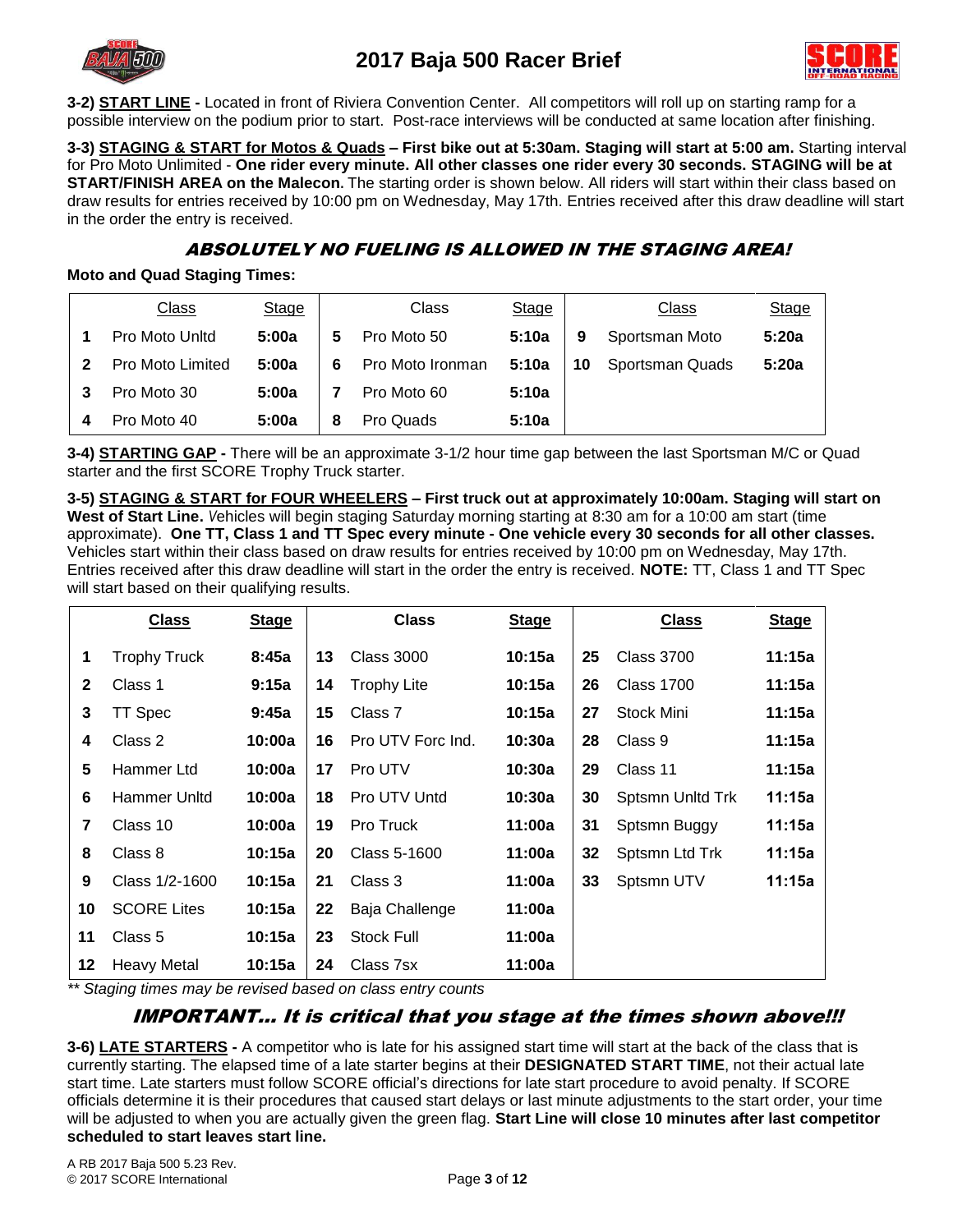# 2017 Baja 500 Racer Brief

**3-2) START LINE -** Located in front of Riviera Convention Center. All competitors will roll up on starting ramp for a possible interview on the podium prior to start. Post-race interviews will be conducted at same location after finishing.

**3-3) STAGING & START for Motos & Quads – First bike out at 5:30am. Staging will start at 5:00 am.** Starting interval for Pro Moto Unlimited - **One rider every minute. All other classes one rider every 30 seconds. STAGING will be at START/FINISH AREA on the Malecon.** The starting order is shown below. All riders will start within their class based on draw results for entries received by 10:00 pm on Wednesday, May 17th. Entries received after this draw deadline will start in the order the entry is received.

***ABSOLUTELY NO FUELING IS ALLOWED IN THE STAGING AREA!***

**Moto and Quad Staging Times:**

| | Class | Stage | | Class | Stage | | Class | Stage |
|---|---|---|---|---|---|---|---|---|
| **1** | Pro Moto Unltd | **5:00a** | **5** | Pro Moto 50 | **5:10a** | **9** | Sportsman Moto | **5:20a** |
| **2** | Pro Moto Limited | **5:00a** | **6** | Pro Moto Ironman | **5:10a** | **10** | Sportsman Quads | **5:20a** |
| **3** | Pro Moto 30 | **5:00a** | **7** | Pro Moto 60 | **5:10a** | | | |
| **4** | Pro Moto 40 | **5:00a** | **8** | Pro Quads | **5:10a** | | | |

**3-4) STARTING GAP -** There will be an approximate 3-1/2 hour time gap between the last Sportsman M/C or Quad starter and the first SCORE Trophy Truck starter.

**3-5) STAGING & START for FOUR WHEELERS – First truck out at approximately 10:00am. Staging will start on West of Start Line.** Vehicles will begin staging Saturday morning starting at 8:30 am for a 10:00 am start (time approximate). **One TT, Class 1 and TT Spec every minute - One vehicle every 30 seconds for all other classes.** Vehicles start within their class based on draw results for entries received by 10:00 pm on Wednesday, May 17th. Entries received after this draw deadline will start in the order the entry is received. **NOTE:** TT, Class 1 and TT Spec will start based on their qualifying results.

| | **Class** | **Stage** | | **Class** | **Stage** | | **Class** | **Stage** |
|---|---|---|---|---|---|---|---|---|
| **1** | Trophy Truck | **8:45a** | **13** | Class 3000 | **10:15a** | **25** | Class 3700 | **11:15a** |
| **2** | Class 1 | **9:15a** | **14** | Trophy Lite | **10:15a** | **26** | Class 1700 | **11:15a** |
| **3** | TT Spec | **9:45a** | **15** | Class 7 | **10:15a** | **27** | Stock Mini | **11:15a** |
| **4** | Class 2 | **10:00a** | **16** | Pro UTV Forc Ind. | **10:30a** | **28** | Class 9 | **11:15a** |
| **5** | Hammer Ltd | **10:00a** | **17** | Pro UTV | **10:30a** | **29** | Class 11 | **11:15a** |
| **6** | Hammer Unltd | **10:00a** | **18** | Pro UTV Untd | **10:30a** | **30** | Sptsmn Unltd Trk | **11:15a** |
| **7** | Class 10 | **10:00a** | **19** | Pro Truck | **11:00a** | **31** | Sptsmn Buggy | **11:15a** |
| **8** | Class 8 | **10:15a** | **20** | Class 5-1600 | **11:00a** | **32** | Sptsmn Ltd Trk | **11:15a** |
| **9** | Class 1/2-1600 | **10:15a** | **21** | Class 3 | **11:00a** | **33** | Sptsmn UTV | **11:15a** |
| **10** | SCORE Lites | **10:15a** | **22** | Baja Challenge | **11:00a** | | | |
| **11** | Class 5 | **10:15a** | **23** | Stock Full | **11:00a** | | | |
| **12** | Heavy Metal | **10:15a** | **24** | Class 7sx | **11:00a** | | | |

*** Staging times may be revised based on class entry counts*

***IMPORTANT… It is critical that you stage at the times shown above!!!***

**3-6) LATE STARTERS -** A competitor who is late for his assigned start time will start at the back of the class that is currently starting. The elapsed time of a late starter begins at their **DESIGNATED START TIME**, not their actual late start time. Late starters must follow SCORE official's directions for late start procedure to avoid penalty. If SCORE officials determine it is their procedures that caused start delays or last minute adjustments to the start order, your time will be adjusted to when you are actually given the green flag. **Start Line will close 10 minutes after last competitor scheduled to start leaves start line.**

A RB 2017 Baja 500 5.23 Rev.
© 2017 SCORE International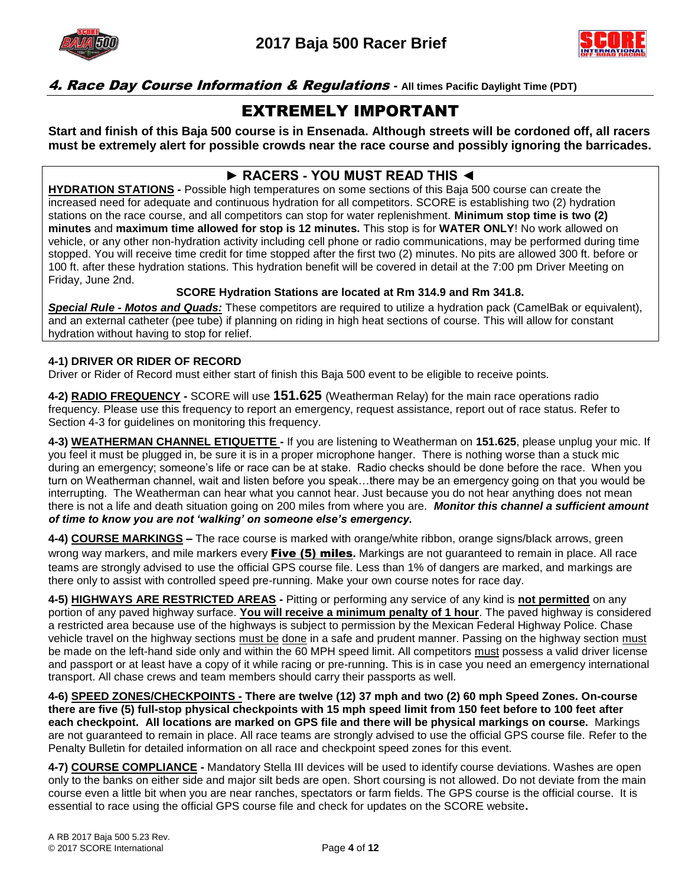## *4. Race Day Course Information & Regulations* - All times Pacific Daylight Time (PDT)

# EXTREMELY IMPORTANT

**Start and finish of this Baja 500 course is in Ensenada. Although streets will be cordoned off, all racers must be extremely alert for possible crowds near the race course and possibly ignoring the barricades.**

### ► RACERS - YOU MUST READ THIS ◄

**HYDRATION STATIONS -** Possible high temperatures on some sections of this Baja 500 course can create the increased need for adequate and continuous hydration for all competitors. SCORE is establishing two (2) hydration stations on the race course, and all competitors can stop for water replenishment. **Minimum stop time is two (2) minutes** and **maximum time allowed for stop is 12 minutes.** This stop is for **WATER ONLY**! No work allowed on vehicle, or any other non-hydration activity including cell phone or radio communications, may be performed during time stopped. You will receive time credit for time stopped after the first two (2) minutes. No pits are allowed 300 ft. before or 100 ft. after these hydration stations. This hydration benefit will be covered in detail at the 7:00 pm Driver Meeting on Friday, June 2nd.

**SCORE Hydration Stations are located at Rm 314.9 and Rm 341.8.**

***Special Rule - Motos and Quads:*** These competitors are required to utilize a hydration pack (CamelBak or equivalent), and an external catheter (pee tube) if planning on riding in high heat sections of course. This will allow for constant hydration without having to stop for relief.

**4-1) DRIVER OR RIDER OF RECORD**
Driver or Rider of Record must either start of finish this Baja 500 event to be eligible to receive points.

**4-2) RADIO FREQUENCY -** SCORE will use **151.625** (Weatherman Relay) for the main race operations radio frequency. Please use this frequency to report an emergency, request assistance, report out of race status. Refer to Section 4-3 for guidelines on monitoring this frequency.

**4-3) WEATHERMAN CHANNEL ETIQUETTE -** If you are listening to Weatherman on **151.625**, please unplug your mic. If you feel it must be plugged in, be sure it is in a proper microphone hanger. There is nothing worse than a stuck mic during an emergency; someone's life or race can be at stake. Radio checks should be done before the race. When you turn on Weatherman channel, wait and listen before you speak…there may be an emergency going on that you would be interrupting. The Weatherman can hear what you cannot hear. Just because you do not hear anything does not mean there is not a life and death situation going on 200 miles from where you are. ***Monitor this channel a sufficient amount of time to know you are not 'walking' on someone else's emergency.***

**4-4) COURSE MARKINGS –** The race course is marked with orange/white ribbon, orange signs/black arrows, green wrong way markers, and mile markers every **Five (5) miles.** Markings are not guaranteed to remain in place. All race teams are strongly advised to use the official GPS course file. Less than 1% of dangers are marked, and markings are there only to assist with controlled speed pre-running. Make your own course notes for race day.

**4-5) HIGHWAYS ARE RESTRICTED AREAS -** Pitting or performing any service of any kind is **not permitted** on any portion of any paved highway surface. **You will receive a minimum penalty of 1 hour**. The paved highway is considered a restricted area because use of the highways is subject to permission by the Mexican Federal Highway Police. Chase vehicle travel on the highway sections must be done in a safe and prudent manner. Passing on the highway section must be made on the left-hand side only and within the 60 MPH speed limit. All competitors must possess a valid driver license and passport or at least have a copy of it while racing or pre-running. This is in case you need an emergency international transport. All chase crews and team members should carry their passports as well.

**4-6) SPEED ZONES/CHECKPOINTS - There are twelve (12) 37 mph and two (2) 60 mph Speed Zones. On-course there are five (5) full-stop physical checkpoints with 15 mph speed limit from 150 feet before to 100 feet after each checkpoint. All locations are marked on GPS file and there will be physical markings on course.** Markings are not guaranteed to remain in place. All race teams are strongly advised to use the official GPS course file. Refer to the Penalty Bulletin for detailed information on all race and checkpoint speed zones for this event.

**4-7) COURSE COMPLIANCE -** Mandatory Stella III devices will be used to identify course deviations. Washes are open only to the banks on either side and major silt beds are open. Short coursing is not allowed. Do not deviate from the main course even a little bit when you are near ranches, spectators or farm fields. The GPS course is the official course. It is essential to race using the official GPS course file and check for updates on the SCORE website.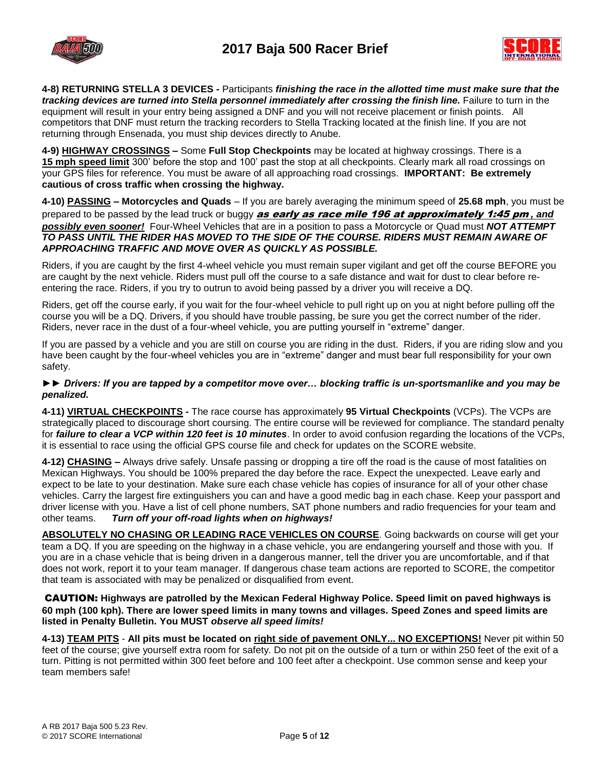**4-8) RETURNING STELLA 3 DEVICES -** Participants ***finishing the race in the allotted time must make sure that the tracking devices are turned into Stella personnel immediately after crossing the finish line.*** Failure to turn in the equipment will result in your entry being assigned a DNF and you will not receive placement or finish points. All competitors that DNF must return the tracking recorders to Stella Tracking located at the finish line. If you are not returning through Ensenada, you must ship devices directly to Anube.

**4-9) <u>HIGHWAY CROSSINGS</u> –** Some **Full Stop Checkpoints** may be located at highway crossings. There is a **<u>15 mph speed limit</u>** 300' before the stop and 100' past the stop at all checkpoints. Clearly mark all road crossings on your GPS files for reference. You must be aware of all approaching road crossings. **IMPORTANT: Be extremely cautious of cross traffic when crossing the highway.**

**4-10) <u>PASSING</u> – Motorcycles and Quads** – If you are barely averaging the minimum speed of **25.68 mph**, you must be prepared to be passed by the lead truck or buggy ***<u>as early as race mile 196 at approximately 1:45 pm</u>*, and *<u>possibly even sooner!</u>*** Four-Wheel Vehicles that are in a position to pass a Motorcycle or Quad must ***NOT ATTEMPT TO PASS UNTIL THE RIDER HAS MOVED TO THE SIDE OF THE COURSE. RIDERS MUST REMAIN AWARE OF APPROACHING TRAFFIC AND MOVE OVER AS QUICKLY AS POSSIBLE.***

Riders, if you are caught by the first 4-wheel vehicle you must remain super vigilant and get off the course BEFORE you are caught by the next vehicle. Riders must pull off the course to a safe distance and wait for dust to clear before re-entering the race. Riders, if you try to outrun to avoid being passed by a driver you will receive a DQ.

Riders, get off the course early, if you wait for the four-wheel vehicle to pull right up on you at night before pulling off the course you will be a DQ. Drivers, if you should have trouble passing, be sure you get the correct number of the rider. Riders, never race in the dust of a four-wheel vehicle, you are putting yourself in "extreme" danger.

If you are passed by a vehicle and you are still on course you are riding in the dust. Riders, if you are riding slow and you have been caught by the four-wheel vehicles you are in "extreme" danger and must bear full responsibility for your own safety.

►► ***Drivers: If you are tapped by a competitor move over… blocking traffic is un-sportsmanlike and you may be penalized.***

**4-11) <u>VIRTUAL CHECKPOINTS</u> -** The race course has approximately **95 Virtual Checkpoints** (VCPs). The VCPs are strategically placed to discourage short coursing. The entire course will be reviewed for compliance. The standard penalty for ***failure to clear a VCP within 120 feet is 10 minutes***. In order to avoid confusion regarding the locations of the VCPs, it is essential to race using the official GPS course file and check for updates on the SCORE website.

**4-12) <u>CHASING</u> –** Always drive safely. Unsafe passing or dropping a tire off the road is the cause of most fatalities on Mexican Highways. You should be 100% prepared the day before the race. Expect the unexpected. Leave early and expect to be late to your destination. Make sure each chase vehicle has copies of insurance for all of your other chase vehicles. Carry the largest fire extinguishers you can and have a good medic bag in each chase. Keep your passport and driver license with you. Have a list of cell phone numbers, SAT phone numbers and radio frequencies for your team and other teams. ***Turn off your off-road lights when on highways!***

**<u>ABSOLUTELY NO CHASING OR LEADING RACE VEHICLES ON COURSE</u>**. Going backwards on course will get your team a DQ. If you are speeding on the highway in a chase vehicle, you are endangering yourself and those with you. If you are in a chase vehicle that is being driven in a dangerous manner, tell the driver you are uncomfortable, and if that does not work, report it to your team manager. If dangerous chase team actions are reported to SCORE, the competitor that team is associated with may be penalized or disqualified from event.

**CAUTION: Highways are patrolled by the Mexican Federal Highway Police. Speed limit on paved highways is 60 mph (100 kph). There are lower speed limits in many towns and villages. Speed Zones and speed limits are listed in Penalty Bulletin. You MUST *observe all speed limits!***

**4-13) <u>TEAM PITS</u>** - **All pits must be located on <u>right side of pavement ONLY... NO EXCEPTIONS!</u>** Never pit within 50 feet of the course; give yourself extra room for safety. Do not pit on the outside of a turn or within 250 feet of the exit of a turn. Pitting is not permitted within 300 feet before and 100 feet after a checkpoint. Use common sense and keep your team members safe!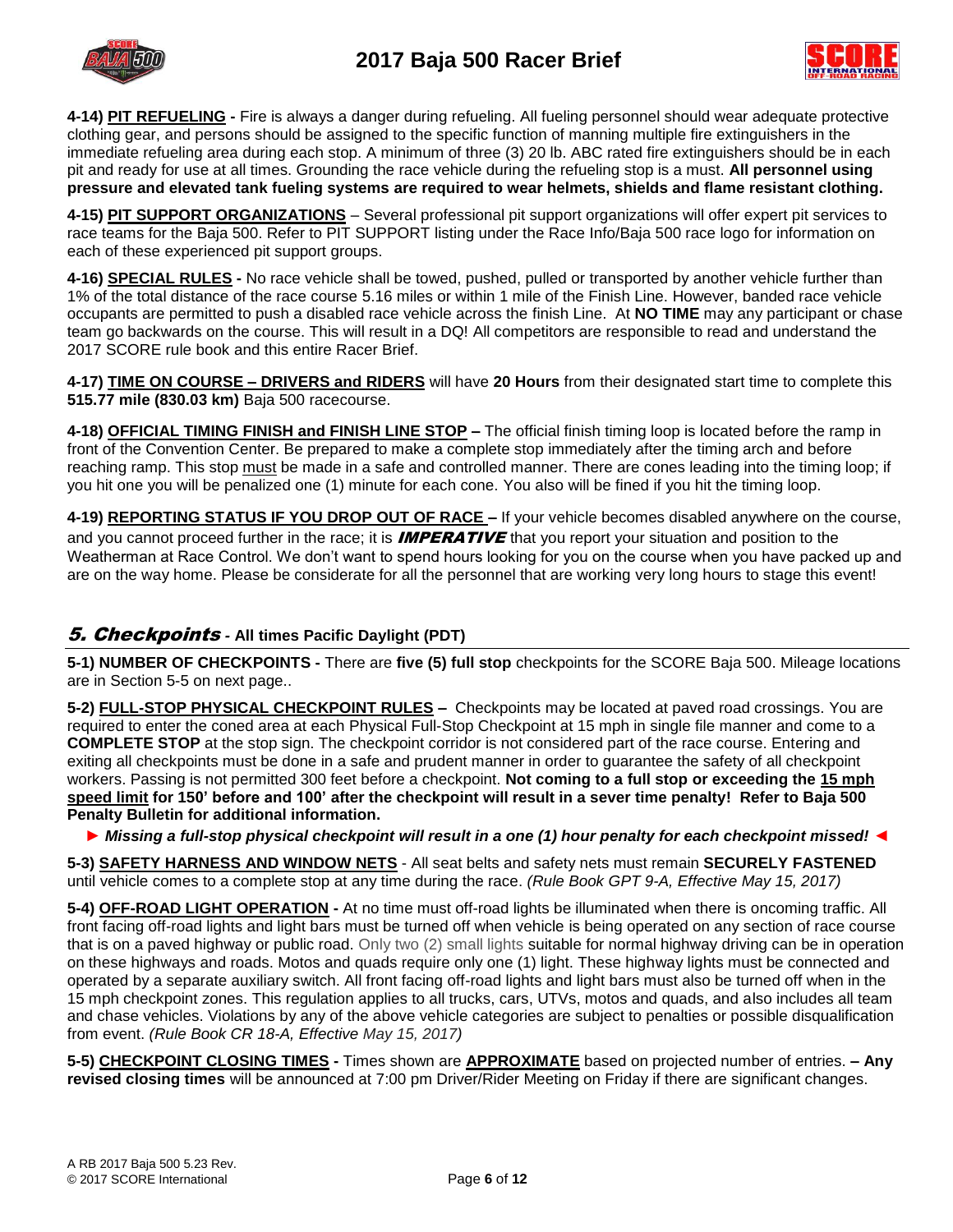**4-14) PIT REFUELING -** Fire is always a danger during refueling. All fueling personnel should wear adequate protective clothing gear, and persons should be assigned to the specific function of manning multiple fire extinguishers in the immediate refueling area during each stop. A minimum of three (3) 20 lb. ABC rated fire extinguishers should be in each pit and ready for use at all times. Grounding the race vehicle during the refueling stop is a must. **All personnel using pressure and elevated tank fueling systems are required to wear helmets, shields and flame resistant clothing.**

**4-15) PIT SUPPORT ORGANIZATIONS** – Several professional pit support organizations will offer expert pit services to race teams for the Baja 500. Refer to PIT SUPPORT listing under the Race Info/Baja 500 race logo for information on each of these experienced pit support groups.

**4-16) SPECIAL RULES -** No race vehicle shall be towed, pushed, pulled or transported by another vehicle further than 1% of the total distance of the race course 5.16 miles or within 1 mile of the Finish Line. However, banded race vehicle occupants are permitted to push a disabled race vehicle across the finish Line. At **NO TIME** may any participant or chase team go backwards on the course. This will result in a DQ! All competitors are responsible to read and understand the 2017 SCORE rule book and this entire Racer Brief.

**4-17) TIME ON COURSE – DRIVERS and RIDERS** will have **20 Hours** from their designated start time to complete this **515.77 mile (830.03 km)** Baja 500 racecourse.

**4-18) OFFICIAL TIMING FINISH and FINISH LINE STOP –** The official finish timing loop is located before the ramp in front of the Convention Center. Be prepared to make a complete stop immediately after the timing arch and before reaching ramp. This stop must be made in a safe and controlled manner. There are cones leading into the timing loop; if you hit one you will be penalized one (1) minute for each cone. You also will be fined if you hit the timing loop.

**4-19) REPORTING STATUS IF YOU DROP OUT OF RACE –** If your vehicle becomes disabled anywhere on the course, and you cannot proceed further in the race; it is ***IMPERATIVE*** that you report your situation and position to the Weatherman at Race Control. We don't want to spend hours looking for you on the course when you have packed up and are on the way home. Please be considerate for all the personnel that are working very long hours to stage this event!

## *5. Checkpoints* - All times Pacific Daylight (PDT)

**5-1) NUMBER OF CHECKPOINTS -** There are **five (5) full stop** checkpoints for the SCORE Baja 500. Mileage locations are in Section 5-5 on next page..

**5-2) FULL-STOP PHYSICAL CHECKPOINT RULES –** Checkpoints may be located at paved road crossings. You are required to enter the coned area at each Physical Full-Stop Checkpoint at 15 mph in single file manner and come to a **COMPLETE STOP** at the stop sign. The checkpoint corridor is not considered part of the race course. Entering and exiting all checkpoints must be done in a safe and prudent manner in order to guarantee the safety of all checkpoint workers. Passing is not permitted 300 feet before a checkpoint. **Not coming to a full stop or exceeding the 15 mph speed limit for 150' before and 100' after the checkpoint will result in a sever time penalty! Refer to Baja 500 Penalty Bulletin for additional information.**

► ***Missing a full-stop physical checkpoint will result in a one (1) hour penalty for each checkpoint missed!*** ◄

**5-3) SAFETY HARNESS AND WINDOW NETS** - All seat belts and safety nets must remain **SECURELY FASTENED** until vehicle comes to a complete stop at any time during the race. *(Rule Book GPT 9-A, Effective May 15, 2017)*

**5-4) OFF-ROAD LIGHT OPERATION -** At no time must off-road lights be illuminated when there is oncoming traffic. All front facing off-road lights and light bars must be turned off when vehicle is being operated on any section of race course that is on a paved highway or public road. Only two (2) small lights suitable for normal highway driving can be in operation on these highways and roads. Motos and quads require only one (1) light. These highway lights must be connected and operated by a separate auxiliary switch. All front facing off-road lights and light bars must also be turned off when in the 15 mph checkpoint zones. This regulation applies to all trucks, cars, UTVs, motos and quads, and also includes all team and chase vehicles. Violations by any of the above vehicle categories are subject to penalties or possible disqualification from event. *(Rule Book CR 18-A, Effective May 15, 2017)*

**5-5) CHECKPOINT CLOSING TIMES -** Times shown are **APPROXIMATE** based on projected number of entries. **– Any revised closing times** will be announced at 7:00 pm Driver/Rider Meeting on Friday if there are significant changes.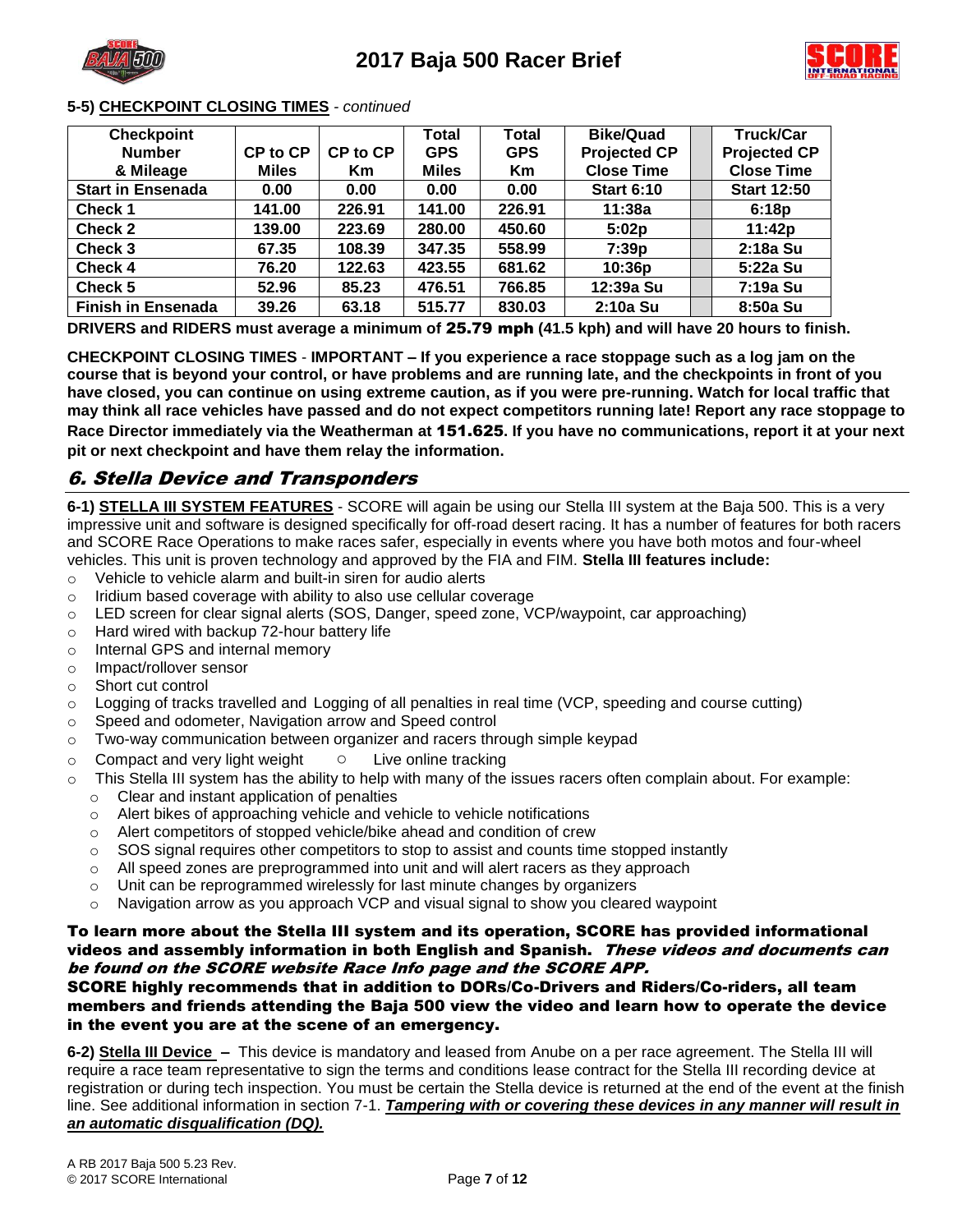**5-5) CHECKPOINT CLOSING TIMES** - *continued*

| Checkpoint Number & Mileage | CP to CP Miles | CP to CP Km | Total GPS Miles | Total GPS Km | Bike/Quad Projected CP Close Time | | Truck/Car Projected CP Close Time |
|---|---|---|---|---|---|---|---|
| **Start in Ensenada** | **0.00** | **0.00** | **0.00** | **0.00** | **Start 6:10** | | **Start 12:50** |
| **Check 1** | **141.00** | **226.91** | **141.00** | **226.91** | **11:38a** | | **6:18p** |
| **Check 2** | **139.00** | **223.69** | **280.00** | **450.60** | **5:02p** | | **11:42p** |
| **Check 3** | **67.35** | **108.39** | **347.35** | **558.99** | **7:39p** | | **2:18a Su** |
| **Check 4** | **76.20** | **122.63** | **423.55** | **681.62** | **10:36p** | | **5:22a Su** |
| **Check 5** | **52.96** | **85.23** | **476.51** | **766.85** | **12:39a Su** | | **7:19a Su** |
| **Finish in Ensenada** | **39.26** | **63.18** | **515.77** | **830.03** | **2:10a Su** | | **8:50a Su** |

**DRIVERS and RIDERS must average a minimum of 25.79 mph (41.5 kph) and will have 20 hours to finish.**

**CHECKPOINT CLOSING TIMES - IMPORTANT – If you experience a race stoppage such as a log jam on the course that is beyond your control, or have problems and are running late, and the checkpoints in front of you have closed, you can continue on using extreme caution, as if you were pre-running. Watch for local traffic that may think all race vehicles have passed and do not expect competitors running late! Report any race stoppage to Race Director immediately via the Weatherman at 151.625. If you have no communications, report it at your next pit or next checkpoint and have them relay the information.**

## *6. Stella Device and Transponders*

**6-1) STELLA III SYSTEM FEATURES** - SCORE will again be using our Stella III system at the Baja 500. This is a very impressive unit and software is designed specifically for off-road desert racing. It has a number of features for both racers and SCORE Race Operations to make races safer, especially in events where you have both motos and four-wheel vehicles. This unit is proven technology and approved by the FIA and FIM. **Stella III features include:**

- Vehicle to vehicle alarm and built-in siren for audio alerts
- Iridium based coverage with ability to also use cellular coverage
- LED screen for clear signal alerts (SOS, Danger, speed zone, VCP/waypoint, car approaching)
- Hard wired with backup 72-hour battery life
- Internal GPS and internal memory
- Impact/rollover sensor
- Short cut control
- Logging of tracks travelled and Logging of all penalties in real time (VCP, speeding and course cutting)
- Speed and odometer, Navigation arrow and Speed control
- Two-way communication between organizer and racers through simple keypad
- Compact and very light weight
- Live online tracking
- This Stella III system has the ability to help with many of the issues racers often complain about. For example:
  - Clear and instant application of penalties
  - Alert bikes of approaching vehicle and vehicle to vehicle notifications
  - Alert competitors of stopped vehicle/bike ahead and condition of crew
  - SOS signal requires other competitors to stop to assist and counts time stopped instantly
  - All speed zones are preprogrammed into unit and will alert racers as they approach
  - Unit can be reprogrammed wirelessly for last minute changes by organizers
  - Navigation arrow as you approach VCP and visual signal to show you cleared waypoint

**To learn more about the Stella III system and its operation, SCORE has provided informational videos and assembly information in both English and Spanish. *These videos and documents can be found on the SCORE website Race Info page and the SCORE APP.***

**SCORE highly recommends that in addition to DORs/Co-Drivers and Riders/Co-riders, all team members and friends attending the Baja 500 view the video and learn how to operate the device in the event you are at the scene of an emergency.**

**6-2) Stella III Device –** This device is mandatory and leased from Anube on a per race agreement. The Stella III will require a race team representative to sign the terms and conditions lease contract for the Stella III recording device at registration or during tech inspection. You must be certain the Stella device is returned at the end of the event at the finish line. See additional information in section 7-1. ***Tampering with or covering these devices in any manner will result in an automatic disqualification (DQ).***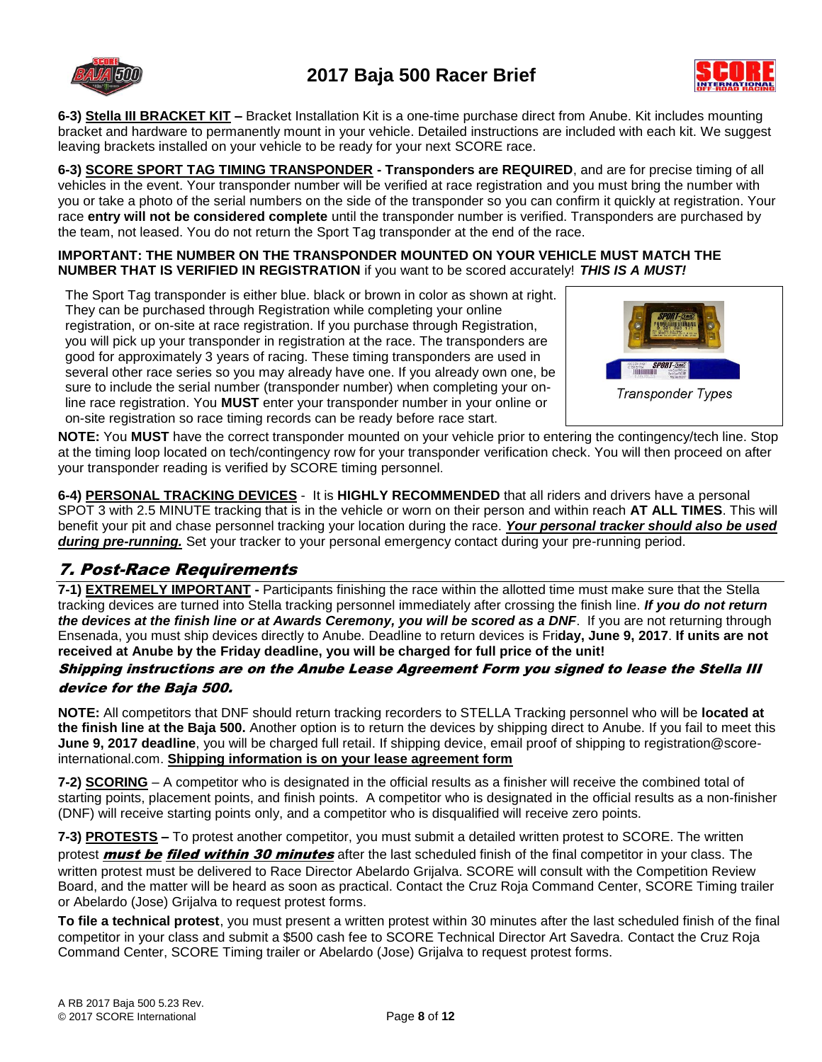**6-3) STELLA III BRACKET KIT –** Bracket Installation Kit is a one-time purchase direct from Anube. Kit includes mounting bracket and hardware to permanently mount in your vehicle. Detailed instructions are included with each kit. We suggest leaving brackets installed on your vehicle to be ready for your next SCORE race.

**6-3) SCORE SPORT TAG TIMING TRANSPONDER - Transponders are REQUIRED**, and are for precise timing of all vehicles in the event. Your transponder number will be verified at race registration and you must bring the number with you or take a photo of the serial numbers on the side of the transponder so you can confirm it quickly at registration. Your race **entry will not be considered complete** until the transponder number is verified. Transponders are purchased by the team, not leased. You do not return the Sport Tag transponder at the end of the race.

**IMPORTANT: THE NUMBER ON THE TRANSPONDER MOUNTED ON YOUR VEHICLE MUST MATCH THE NUMBER THAT IS VERIFIED IN REGISTRATION** if you want to be scored accurately! ***THIS IS A MUST!***

The Sport Tag transponder is either blue. black or brown in color as shown at right. They can be purchased through Registration while completing your online registration, or on-site at race registration. If you purchase through Registration, you will pick up your transponder in registration at the race. The transponders are good for approximately 3 years of racing. These timing transponders are used in several other race series so you may already have one. If you already own one, be sure to include the serial number (transponder number) when completing your on-line race registration. You **MUST** enter your transponder number in your online or on-site registration so race timing records can be ready before race start.

Transponder Types

**NOTE:** You **MUST** have the correct transponder mounted on your vehicle prior to entering the contingency/tech line. Stop at the timing loop located on tech/contingency row for your transponder verification check. You will then proceed on after your transponder reading is verified by SCORE timing personnel.

**6-4) PERSONAL TRACKING DEVICES** - It is **HIGHLY RECOMMENDED** that all riders and drivers have a personal SPOT 3 with 2.5 MINUTE tracking that is in the vehicle or worn on their person and within reach **AT ALL TIMES**. This will benefit your pit and chase personnel tracking your location during the race. ***Your personal tracker should also be used during pre-running.*** Set your tracker to your personal emergency contact during your pre-running period.

## 7. Post-Race Requirements

**7-1) EXTREMELY IMPORTANT -** Participants finishing the race within the allotted time must make sure that the Stella tracking devices are turned into Stella tracking personnel immediately after crossing the finish line. ***If you do not return the devices at the finish line or at Awards Ceremony, you will be scored as a DNF***. If you are not returning through Ensenada, you must ship devices directly to Anube. Deadline to return devices is Fri**day, June 9, 2017**. **If units are not received at Anube by the Friday deadline, you will be charged for full price of the unit!**

***Shipping instructions are on the Anube Lease Agreement Form you signed to lease the Stella III device for the Baja 500.***

**NOTE:** All competitors that DNF should return tracking recorders to STELLA Tracking personnel who will be **located at the finish line at the Baja 500.** Another option is to return the devices by shipping direct to Anube. If you fail to meet this **June 9, 2017 deadline**, you will be charged full retail. If shipping device, email proof of shipping to registration@score-international.com. **Shipping information is on your lease agreement form**

**7-2) SCORING** – A competitor who is designated in the official results as a finisher will receive the combined total of starting points, placement points, and finish points. A competitor who is designated in the official results as a non-finisher (DNF) will receive starting points only, and a competitor who is disqualified will receive zero points.

**7-3) PROTESTS –** To protest another competitor, you must submit a detailed written protest to SCORE. The written protest ***must be filed within 30 minutes*** after the last scheduled finish of the final competitor in your class. The written protest must be delivered to Race Director Abelardo Grijalva. SCORE will consult with the Competition Review Board, and the matter will be heard as soon as practical. Contact the Cruz Roja Command Center, SCORE Timing trailer or Abelardo (Jose) Grijalva to request protest forms.

**To file a technical protest**, you must present a written protest within 30 minutes after the last scheduled finish of the final competitor in your class and submit a $500 cash fee to SCORE Technical Director Art Savedra. Contact the Cruz Roja Command Center, SCORE Timing trailer or Abelardo (Jose) Grijalva to request protest forms.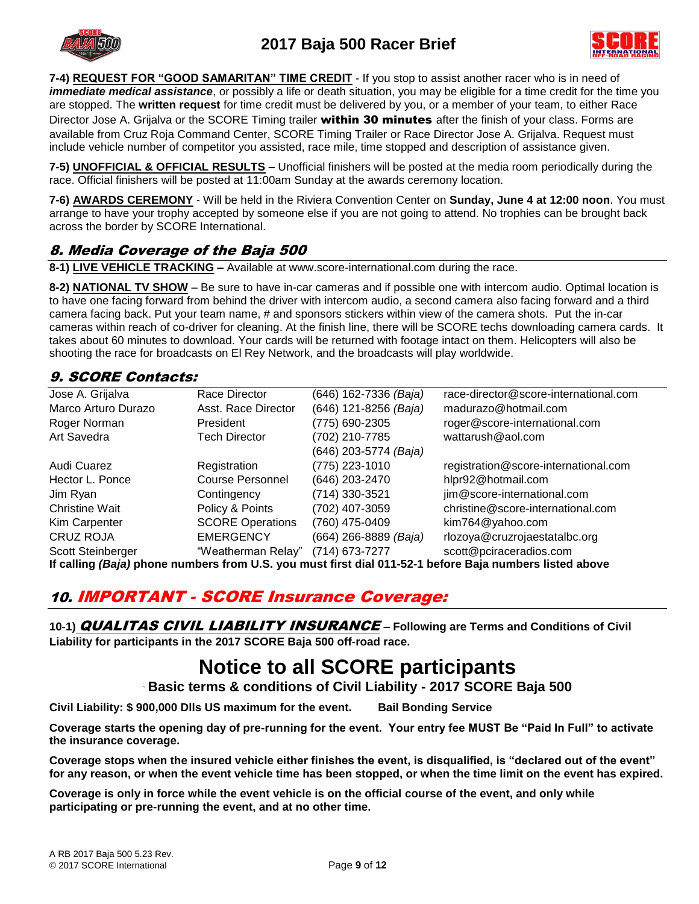**7-4) REQUEST FOR "GOOD SAMARITAN" TIME CREDIT** - If you stop to assist another racer who is in need of ***immediate medical assistance***, or possibly a life or death situation, you may be eligible for a time credit for the time you are stopped. The **written request** for time credit must be delivered by you, or a member of your team, to either Race Director Jose A. Grijalva or the SCORE Timing trailer **within 30 minutes** after the finish of your class. Forms are available from Cruz Roja Command Center, SCORE Timing Trailer or Race Director Jose A. Grijalva. Request must include vehicle number of competitor you assisted, race mile, time stopped and description of assistance given.

**7-5) UNOFFICIAL & OFFICIAL RESULTS –** Unofficial finishers will be posted at the media room periodically during the race. Official finishers will be posted at 11:00am Sunday at the awards ceremony location.

**7-6) AWARDS CEREMONY** - Will be held in the Riviera Convention Center on **Sunday, June 4 at 12:00 noon**. You must arrange to have your trophy accepted by someone else if you are not going to attend. No trophies can be brought back across the border by SCORE International.

## 8. Media Coverage of the Baja 500

**8-1) LIVE VEHICLE TRACKING –** Available at www.score-international.com during the race.

**8-2) NATIONAL TV SHOW** – Be sure to have in-car cameras and if possible one with intercom audio. Optimal location is to have one facing forward from behind the driver with intercom audio, a second camera also facing forward and a third camera facing back. Put your team name, # and sponsors stickers within view of the camera shots. Put the in-car cameras within reach of co-driver for cleaning. At the finish line, there will be SCORE techs downloading camera cards. It takes about 60 minutes to download. Your cards will be returned with footage intact on them. Helicopters will also be shooting the race for broadcasts on El Rey Network, and the broadcasts will play worldwide.

## 9. SCORE Contacts:

| | | | |
|---|---|---|---|
| Jose A. Grijalva | Race Director | (646) 162-7336 *(Baja)* | race-director@score-international.com |
| Marco Arturo Durazo | Asst. Race Director | (646) 121-8256 *(Baja)* | madurazo@hotmail.com |
| Roger Norman | President | (775) 690-2305 | roger@score-international.com |
| Art Savedra | Tech Director | (702) 210-7785<br>(646) 203-5774 *(Baja)* | wattarush@aol.com |
| Audi Cuarez | Registration | (775) 223-1010 | registration@score-international.com |
| Hector L. Ponce | Course Personnel | (646) 203-2470 | hlpr92@hotmail.com |
| Jim Ryan | Contingency | (714) 330-3521 | jim@score-international.com |
| Christine Wait | Policy & Points | (702) 407-3059 | christine@score-international.com |
| Kim Carpenter | SCORE Operations | (760) 475-0409 | kim764@yahoo.com |
| CRUZ ROJA | EMERGENCY | (664) 266-8889 *(Baja)* | rlozoya@cruzrojaestatalbc.org |
| Scott Steinberger | "Weatherman Relay" | (714) 673-7277 | scott@pciraceradios.com |

**If calling *(Baja)* phone numbers from U.S. you must first dial 011-52-1 before Baja numbers listed above**

## 10. IMPORTANT - SCORE Insurance Coverage:

**10-1) *QUALITAS CIVIL LIABILITY INSURANCE* – Following are Terms and Conditions of Civil Liability for participants in the 2017 SCORE Baja 500 off-road race.**

# Notice to all SCORE participants

### Basic terms & conditions of Civil Liability - 2017 SCORE Baja 500

**Civil Liability: $ 900,000 Dlls US maximum for the event. Bail Bonding Service**

**Coverage starts the opening day of pre-running for the event. Your entry fee MUST Be "Paid In Full" to activate the insurance coverage.**

**Coverage stops when the insured vehicle either finishes the event, is disqualified, is "declared out of the event" for any reason, or when the event vehicle time has been stopped, or when the time limit on the event has expired.**

**Coverage is only in force while the event vehicle is on the official course of the event, and only while participating or pre-running the event, and at no other time.**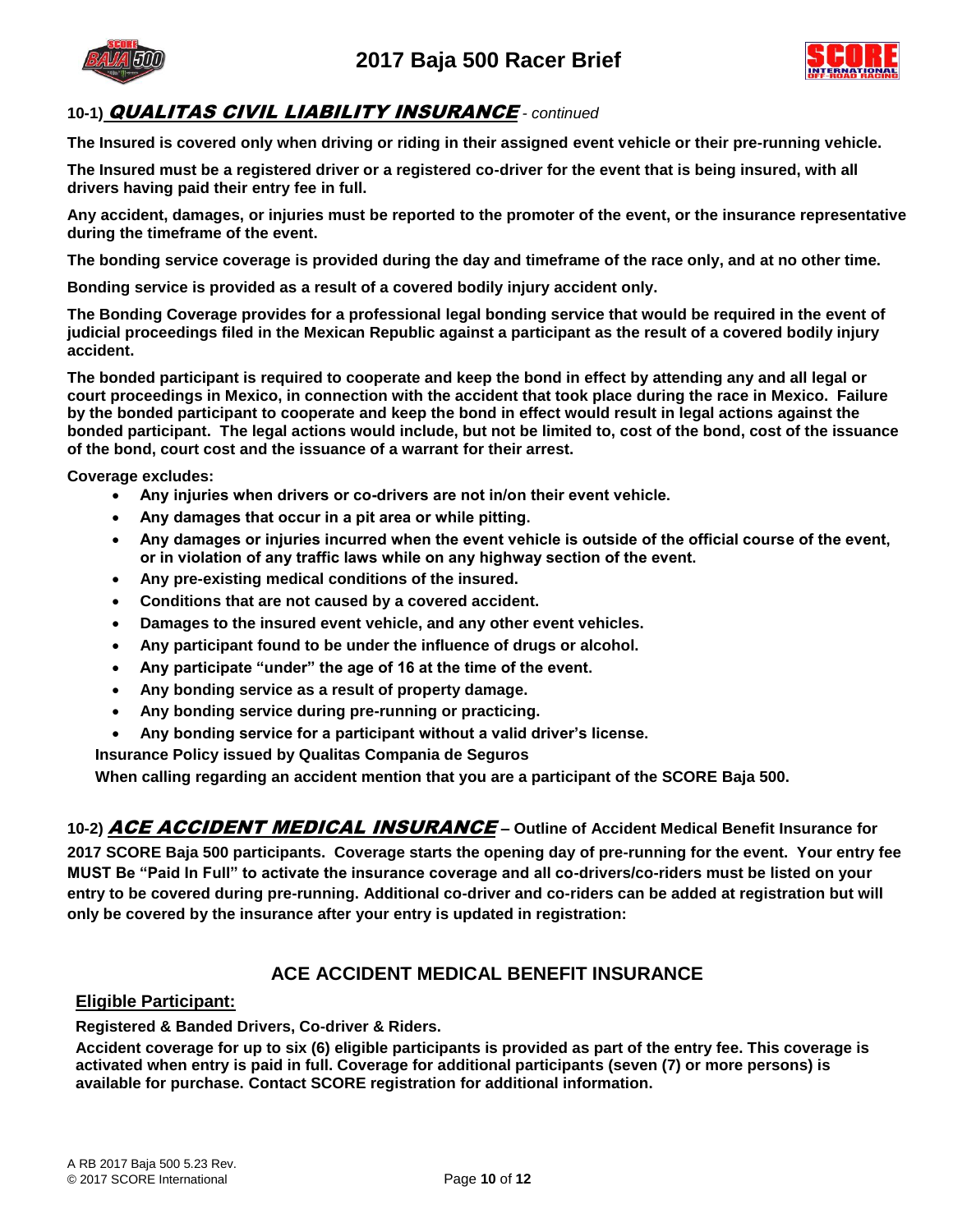## 10-1) QUALITAS CIVIL LIABILITY INSURANCE *- continued*

**The Insured is covered only when driving or riding in their assigned event vehicle or their pre-running vehicle.**

**The Insured must be a registered driver or a registered co-driver for the event that is being insured, with all drivers having paid their entry fee in full.**

**Any accident, damages, or injuries must be reported to the promoter of the event, or the insurance representative during the timeframe of the event.**

**The bonding service coverage is provided during the day and timeframe of the race only, and at no other time.**

**Bonding service is provided as a result of a covered bodily injury accident only.**

**The Bonding Coverage provides for a professional legal bonding service that would be required in the event of judicial proceedings filed in the Mexican Republic against a participant as the result of a covered bodily injury accident.**

**The bonded participant is required to cooperate and keep the bond in effect by attending any and all legal or court proceedings in Mexico, in connection with the accident that took place during the race in Mexico. Failure by the bonded participant to cooperate and keep the bond in effect would result in legal actions against the bonded participant. The legal actions would include, but not be limited to, cost of the bond, cost of the issuance of the bond, court cost and the issuance of a warrant for their arrest.**

**Coverage excludes:**

- **Any injuries when drivers or co-drivers are not in/on their event vehicle.**
- **Any damages that occur in a pit area or while pitting.**
- **Any damages or injuries incurred when the event vehicle is outside of the official course of the event, or in violation of any traffic laws while on any highway section of the event.**
- **Any pre-existing medical conditions of the insured.**
- **Conditions that are not caused by a covered accident.**
- **Damages to the insured event vehicle, and any other event vehicles.**
- **Any participant found to be under the influence of drugs or alcohol.**
- **Any participate "under" the age of 16 at the time of the event.**
- **Any bonding service as a result of property damage.**
- **Any bonding service during pre-running or practicing.**
- **Any bonding service for a participant without a valid driver's license.**

**Insurance Policy issued by Qualitas Compania de Seguros**

**When calling regarding an accident mention that you are a participant of the SCORE Baja 500.**

## 10-2) ACE ACCIDENT MEDICAL INSURANCE – Outline of Accident Medical Benefit Insurance for 2017 SCORE Baja 500 participants. Coverage starts the opening day of pre-running for the event. Your entry fee MUST Be "Paid In Full" to activate the insurance coverage and all co-drivers/co-riders must be listed on your entry to be covered during pre-running. Additional co-driver and co-riders can be added at registration but will only be covered by the insurance after your entry is updated in registration:

### ACE ACCIDENT MEDICAL BENEFIT INSURANCE

**Eligible Participant:**

**Registered & Banded Drivers, Co-driver & Riders.**

**Accident coverage for up to six (6) eligible participants is provided as part of the entry fee. This coverage is activated when entry is paid in full. Coverage for additional participants (seven (7) or more persons) is available for purchase. Contact SCORE registration for additional information.**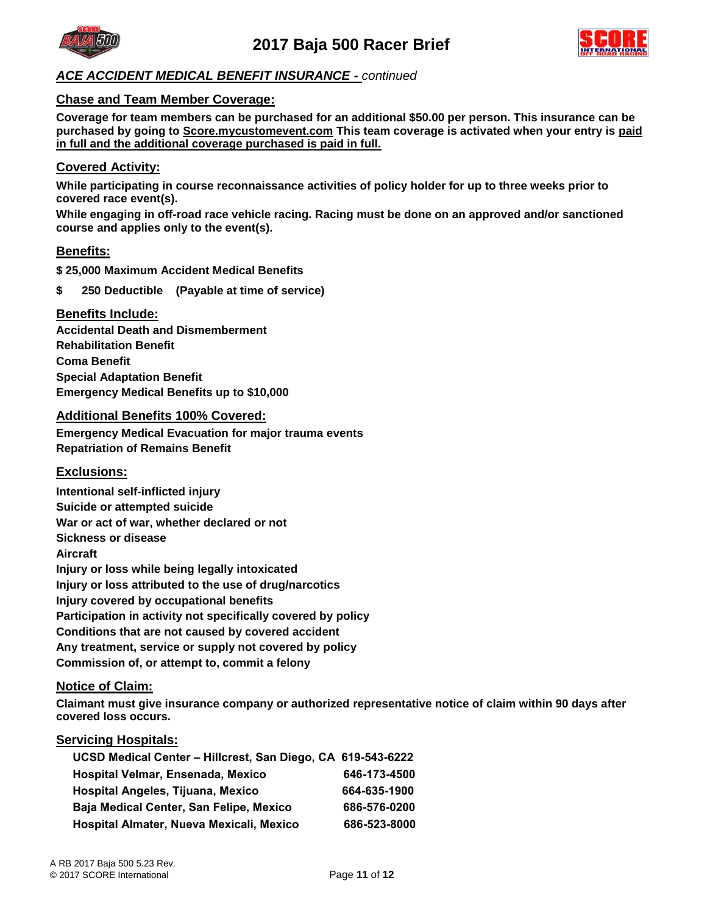## *ACE ACCIDENT MEDICAL BENEFIT INSURANCE - continued*

### Chase and Team Member Coverage:

**Coverage for team members can be purchased for an additional $50.00 per person. This insurance can be purchased by going to Score.mycustomevent.com This team coverage is activated when your entry is paid in full and the additional coverage purchased is paid in full.**

### Covered Activity:

**While participating in course reconnaissance activities of policy holder for up to three weeks prior to covered race event(s).**

**While engaging in off-road race vehicle racing. Racing must be done on an approved and/or sanctioned course and applies only to the event(s).**

### Benefits:

**$ 25,000 Maximum Accident Medical Benefits**

**$ 250 Deductible (Payable at time of service)**

### Benefits Include:

**Accidental Death and Dismemberment**
**Rehabilitation Benefit**
**Coma Benefit**
**Special Adaptation Benefit**
**Emergency Medical Benefits up to $10,000**

### Additional Benefits 100% Covered:

**Emergency Medical Evacuation for major trauma events**
**Repatriation of Remains Benefit**

### Exclusions:

**Intentional self-inflicted injury**
**Suicide or attempted suicide**
**War or act of war, whether declared or not**
**Sickness or disease**
**Aircraft**
**Injury or loss while being legally intoxicated**
**Injury or loss attributed to the use of drug/narcotics**
**Injury covered by occupational benefits**
**Participation in activity not specifically covered by policy**
**Conditions that are not caused by covered accident**
**Any treatment, service or supply not covered by policy**
**Commission of, or attempt to, commit a felony**

### Notice of Claim:

**Claimant must give insurance company or authorized representative notice of claim within 90 days after covered loss occurs.**

### Servicing Hospitals:

| Hospital | Phone |
|---|---|
| UCSD Medical Center – Hillcrest, San Diego, CA | 619-543-6222 |
| Hospital Velmar, Ensenada, Mexico | 646-173-4500 |
| Hospital Angeles, Tijuana, Mexico | 664-635-1900 |
| Baja Medical Center, San Felipe, Mexico | 686-576-0200 |
| Hospital Almater, Nueva Mexicali, Mexico | 686-523-8000 |

A RB 2017 Baja 500 5.23 Rev.
© 2017 SCORE International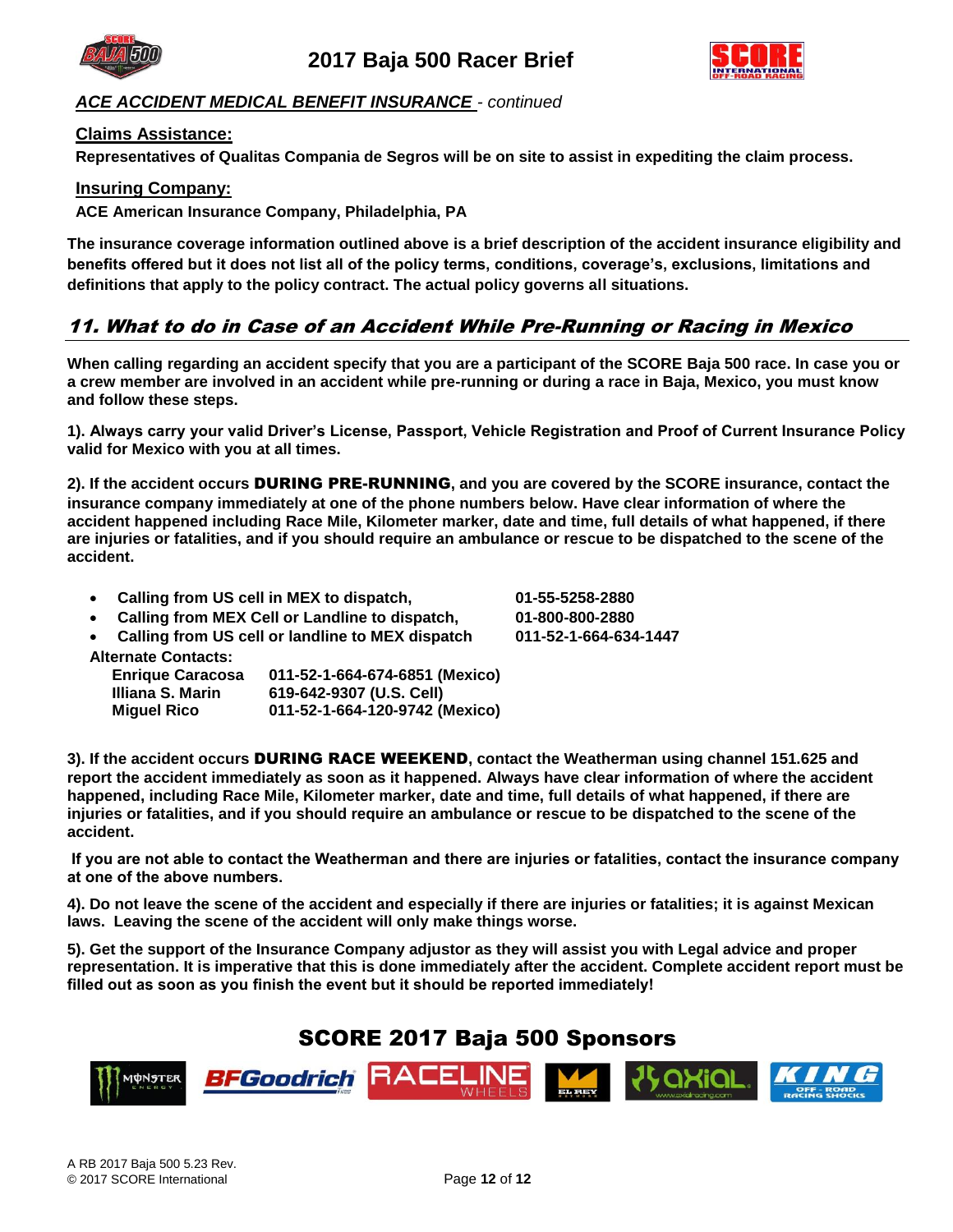***ACE ACCIDENT MEDICAL BENEFIT INSURANCE*** *- continued*

**Claims Assistance:**

**Representatives of Qualitas Compania de Segros will be on site to assist in expediting the claim process.**

**Insuring Company:**

**ACE American Insurance Company, Philadelphia, PA**

**The insurance coverage information outlined above is a brief description of the accident insurance eligibility and benefits offered but it does not list all of the policy terms, conditions, coverage's, exclusions, limitations and definitions that apply to the policy contract. The actual policy governs all situations.**

## *11. What to do in Case of an Accident While Pre-Running or Racing in Mexico*

**When calling regarding an accident specify that you are a participant of the SCORE Baja 500 race. In case you or a crew member are involved in an accident while pre-running or during a race in Baja, Mexico, you must know and follow these steps.**

**1). Always carry your valid Driver's License, Passport, Vehicle Registration and Proof of Current Insurance Policy valid for Mexico with you at all times.**

**2). If the accident occurs DURING PRE-RUNNING, and you are covered by the SCORE insurance, contact the insurance company immediately at one of the phone numbers below. Have clear information of where the accident happened including Race Mile, Kilometer marker, date and time, full details of what happened, if there are injuries or fatalities, and if you should require an ambulance or rescue to be dispatched to the scene of the accident.**

- **Calling from US cell in MEX to dispatch, 01-55-5258-2880**
- **Calling from MEX Cell or Landline to dispatch, 01-800-800-2880**
- **Calling from US cell or landline to MEX dispatch 011-52-1-664-634-1447**

**Alternate Contacts:**

| | |
|---|---|
| **Enrique Caracosa** | **011-52-1-664-674-6851 (Mexico)** |
| **Illiana S. Marin** | **619-642-9307 (U.S. Cell)** |
| **Miguel Rico** | **011-52-1-664-120-9742 (Mexico)** |

**3). If the accident occurs DURING RACE WEEKEND, contact the Weatherman using channel 151.625 and report the accident immediately as soon as it happened. Always have clear information of where the accident happened, including Race Mile, Kilometer marker, date and time, full details of what happened, if there are injuries or fatalities, and if you should require an ambulance or rescue to be dispatched to the scene of the accident.**

**If you are not able to contact the Weatherman and there are injuries or fatalities, contact the insurance company at one of the above numbers.**

**4). Do not leave the scene of the accident and especially if there are injuries or fatalities; it is against Mexican laws. Leaving the scene of the accident will only make things worse.**

**5). Get the support of the Insurance Company adjustor as they will assist you with Legal advice and proper representation. It is imperative that this is done immediately after the accident. Complete accident report must be filled out as soon as you finish the event but it should be reported immediately!**

## SCORE 2017 Baja 500 Sponsors

A RB 2017 Baja 500 5.23 Rev.
© 2017 SCORE International